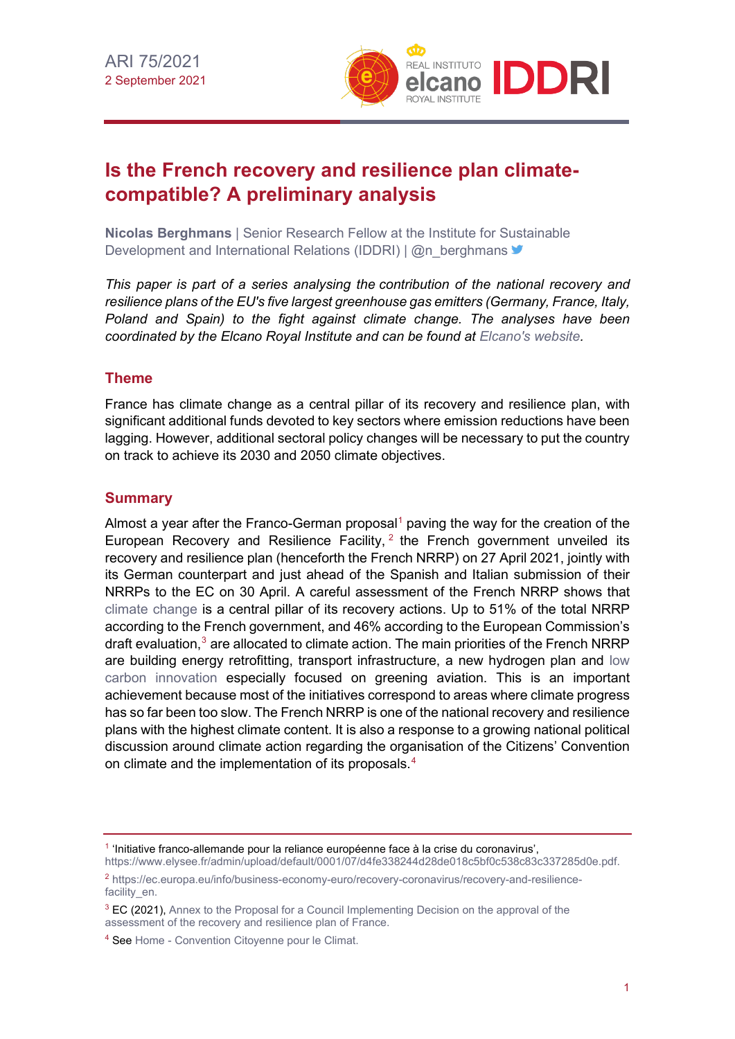ARI 75/2021
2 September 2021

# Is the French recovery and resilience plan climate-compatible? A preliminary analysis

**Nicolas Berghmans** | Senior Research Fellow at the Institute for Sustainable Development and International Relations (IDDRI) | @n_berghmans

*This paper is part of a series analysing the contribution of the national recovery and resilience plans of the EU's five largest greenhouse gas emitters (Germany, France, Italy, Poland and Spain) to the fight against climate change. The analyses have been coordinated by the Elcano Royal Institute and can be found at Elcano's website.*

## Theme

France has climate change as a central pillar of its recovery and resilience plan, with significant additional funds devoted to key sectors where emission reductions have been lagging. However, additional sectoral policy changes will be necessary to put the country on track to achieve its 2030 and 2050 climate objectives.

## Summary

Almost a year after the Franco-German proposal[1] paving the way for the creation of the European Recovery and Resilience Facility,[2] the French government unveiled its recovery and resilience plan (henceforth the French NRRP) on 27 April 2021, jointly with its German counterpart and just ahead of the Spanish and Italian submission of their NRRPs to the EC on 30 April. A careful assessment of the French NRRP shows that climate change is a central pillar of its recovery actions. Up to 51% of the total NRRP according to the French government, and 46% according to the European Commission's draft evaluation,[3] are allocated to climate action. The main priorities of the French NRRP are building energy retrofitting, transport infrastructure, a new hydrogen plan and low carbon innovation especially focused on greening aviation. This is an important achievement because most of the initiatives correspond to areas where climate progress has so far been too slow. The French NRRP is one of the national recovery and resilience plans with the highest climate content. It is also a response to a growing national political discussion around climate action regarding the organisation of the Citizens' Convention on climate and the implementation of its proposals.[4]

---

[1] 'Initiative franco-allemande pour la reliance européenne face à la crise du coronavirus', https://www.elysee.fr/admin/upload/default/0001/07/d4fe338244d28de018c5bf0c538c83c337285d0e.pdf.

[2] https://ec.europa.eu/info/business-economy-euro/recovery-coronavirus/recovery-and-resilience-facility_en.

[3] EC (2021), Annex to the Proposal for a Council Implementing Decision on the approval of the assessment of the recovery and resilience plan of France.

[4] See Home - Convention Citoyenne pour le Climat.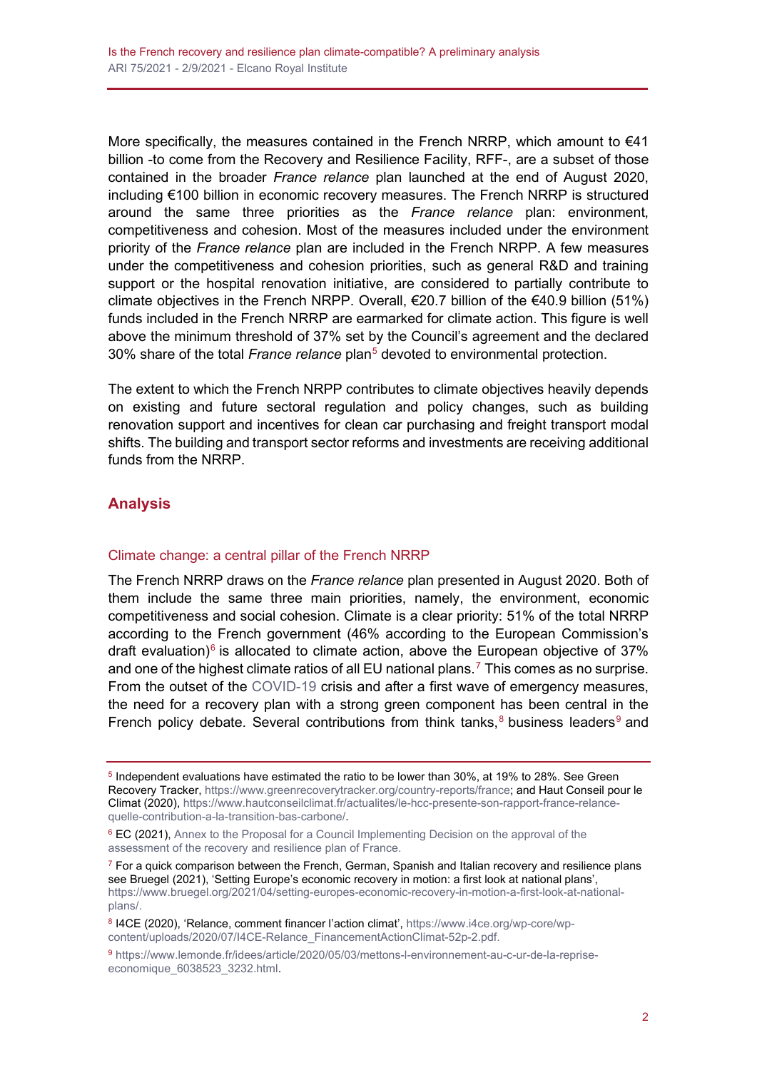More specifically, the measures contained in the French NRRP, which amount to €41 billion -to come from the Recovery and Resilience Facility, RFF-, are a subset of those contained in the broader *France relance* plan launched at the end of August 2020, including €100 billion in economic recovery measures. The French NRRP is structured around the same three priorities as the *France relance* plan: environment, competitiveness and cohesion. Most of the measures included under the environment priority of the *France relance* plan are included in the French NRPP. A few measures under the competitiveness and cohesion priorities, such as general R&D and training support or the hospital renovation initiative, are considered to partially contribute to climate objectives in the French NRPP. Overall, €20.7 billion of the €40.9 billion (51%) funds included in the French NRRP are earmarked for climate action. This figure is well above the minimum threshold of 37% set by the Council's agreement and the declared 30% share of the total *France relance* plan[5] devoted to environmental protection.

The extent to which the French NRPP contributes to climate objectives heavily depends on existing and future sectoral regulation and policy changes, such as building renovation support and incentives for clean car purchasing and freight transport modal shifts. The building and transport sector reforms and investments are receiving additional funds from the NRPP.

## Analysis

### Climate change: a central pillar of the French NRPP

The French NRPP draws on the *France relance* plan presented in August 2020. Both of them include the same three main priorities, namely, the environment, economic competitiveness and social cohesion. Climate is a clear priority: 51% of the total NRRP according to the French government (46% according to the European Commission's draft evaluation)[6] is allocated to climate action, above the European objective of 37% and one of the highest climate ratios of all EU national plans.[7] This comes as no surprise. From the outset of the COVID-19 crisis and after a first wave of emergency measures, the need for a recovery plan with a strong green component has been central in the French policy debate. Several contributions from think tanks,[8] business leaders[9] and

---

[5] Independent evaluations have estimated the ratio to be lower than 30%, at 19% to 28%. See Green Recovery Tracker, https://www.greenrecoverytracker.org/country-reports/france; and Haut Conseil pour le Climat (2020), https://www.hautconseilclimat.fr/actualites/le-hcc-presente-son-rapport-france-relance-quelle-contribution-a-la-transition-bas-carbone/.

[6] EC (2021), Annex to the Proposal for a Council Implementing Decision on the approval of the assessment of the recovery and resilience plan of France.

[7] For a quick comparison between the French, German, Spanish and Italian recovery and resilience plans see Bruegel (2021), 'Setting Europe's economic recovery in motion: a first look at national plans', https://www.bruegel.org/2021/04/setting-europes-economic-recovery-in-motion-a-first-look-at-national-plans/.

[8] I4CE (2020), 'Relance, comment financer l'action climat', https://www.i4ce.org/wp-core/wp-content/uploads/2020/07/I4CE-Relance_FinancementActionClimat-52p-2.pdf.

[9] https://www.lemonde.fr/idees/article/2020/05/03/mettons-l-environnement-au-c-ur-de-la-reprise-economique_6038523_3232.html.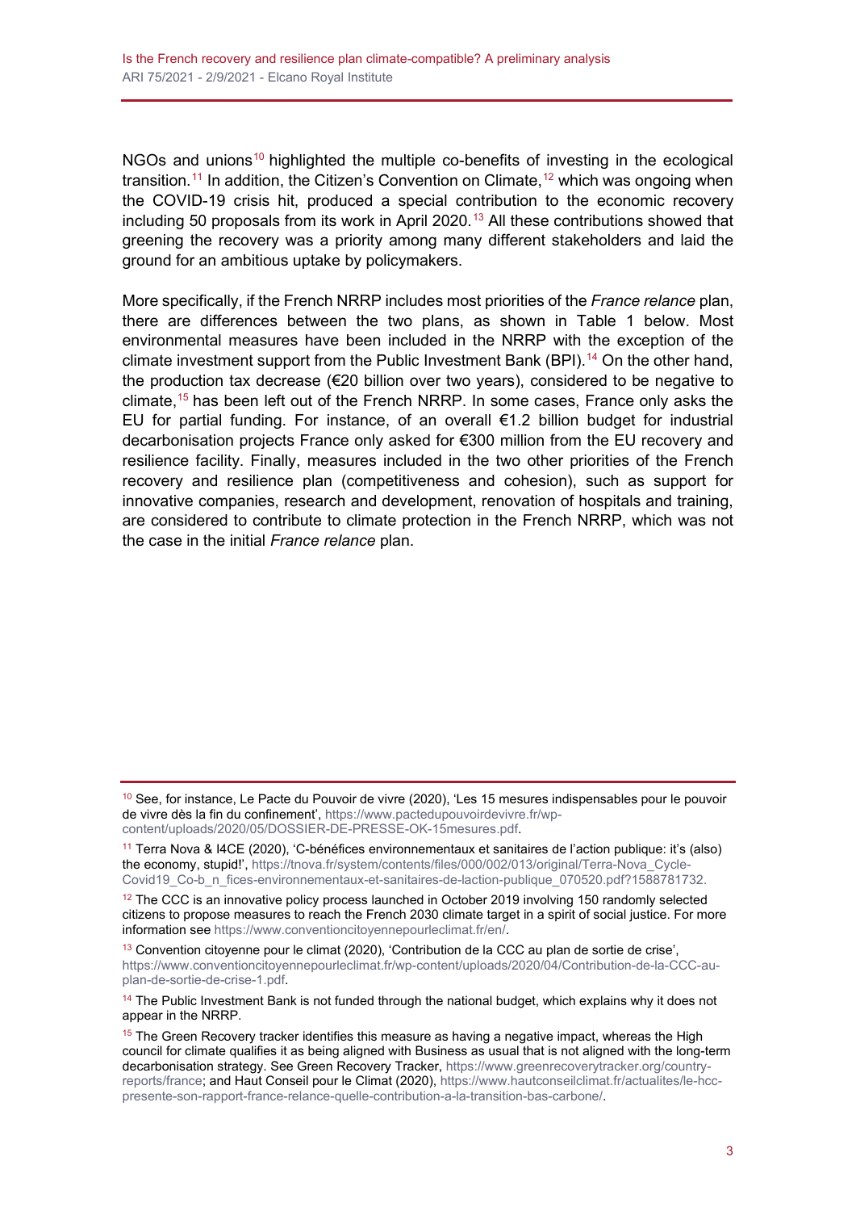NGOs and unions[10] highlighted the multiple co-benefits of investing in the ecological transition.[11] In addition, the Citizen's Convention on Climate,[12] which was ongoing when the COVID-19 crisis hit, produced a special contribution to the economic recovery including 50 proposals from its work in April 2020.[13] All these contributions showed that greening the recovery was a priority among many different stakeholders and laid the ground for an ambitious uptake by policymakers.

More specifically, if the French NRRP includes most priorities of the *France relance* plan, there are differences between the two plans, as shown in Table 1 below. Most environmental measures have been included in the NRRP with the exception of the climate investment support from the Public Investment Bank (BPI).[14] On the other hand, the production tax decrease (€20 billion over two years), considered to be negative to climate,[15] has been left out of the French NRRP. In some cases, France only asks the EU for partial funding. For instance, of an overall €1.2 billion budget for industrial decarbonisation projects France only asked for €300 million from the EU recovery and resilience facility. Finally, measures included in the two other priorities of the French recovery and resilience plan (competitiveness and cohesion), such as support for innovative companies, research and development, renovation of hospitals and training, are considered to contribute to climate protection in the French NRRP, which was not the case in the initial *France relance* plan.

---

[10] See, for instance, Le Pacte du Pouvoir de vivre (2020), 'Les 15 mesures indispensables pour le pouvoir de vivre dès la fin du confinement', https://www.pactedupouvoirdevivre.fr/wp-content/uploads/2020/05/DOSSIER-DE-PRESSE-OK-15mesures.pdf.

[11] Terra Nova & I4CE (2020), 'C-bénéfices environnementaux et sanitaires de l'action publique: it's (also) the economy, stupid!', https://tnova.fr/system/contents/files/000/002/013/original/Terra-Nova_Cycle-Covid19_Co-b_n_fices-environnementaux-et-sanitaires-de-laction-publique_070520.pdf?1588781732.

[12] The CCC is an innovative policy process launched in October 2019 involving 150 randomly selected citizens to propose measures to reach the French 2030 climate target in a spirit of social justice. For more information see https://www.conventioncitoyennepourleclimat.fr/en/.

[13] Convention citoyenne pour le climat (2020), 'Contribution de la CCC au plan de sortie de crise', https://www.conventioncitoyennepourleclimat.fr/wp-content/uploads/2020/04/Contribution-de-la-CCC-au-plan-de-sortie-de-crise-1.pdf.

[14] The Public Investment Bank is not funded through the national budget, which explains why it does not appear in the NRRP.

[15] The Green Recovery tracker identifies this measure as having a negative impact, whereas the High council for climate qualifies it as being aligned with Business as usual that is not aligned with the long-term decarbonisation strategy. See Green Recovery Tracker, https://www.greenrecoverytracker.org/country-reports/france; and Haut Conseil pour le Climat (2020), https://www.hautconseilclimat.fr/actualites/le-hcc-presente-son-rapport-france-relance-quelle-contribution-a-la-transition-bas-carbone/.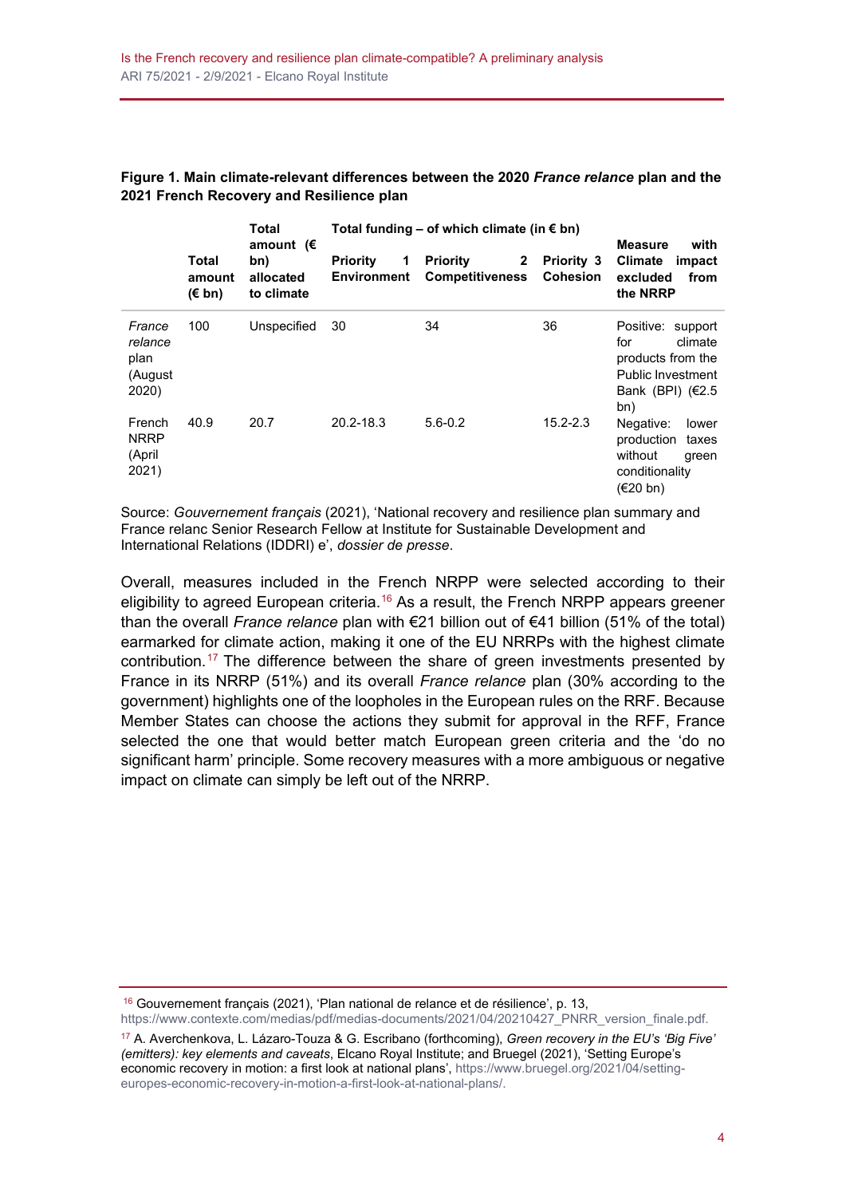**Figure 1. Main climate-relevant differences between the 2020 *France relance* plan and the 2021 French Recovery and Resilience plan**

| | Total amount (€ bn) | Total amount (€ bn) allocated to climate | Total funding – of which climate (in € bn) | | | Measure with Climate impact excluded from the NRRP |
|---|---|---|---|---|---|---|
| | | | Priority 1 Environment | Priority 2 Competitiveness | Priority 3 Cohesion | |
| *France relance* plan (August 2020) | 100 | Unspecified | 30 | 34 | 36 | Positive: support for climate products from the Public Investment Bank (BPI) (€2.5 bn) |
| French NRRP (April 2021) | 40.9 | 20.7 | 20.2-18.3 | 5.6-0.2 | 15.2-2.3 | Negative: lower production taxes without green conditionality (€20 bn) |

Source: *Gouvernement français* (2021), 'National recovery and resilience plan summary and France relanc Senior Research Fellow at Institute for Sustainable Development and International Relations (IDDRI) e', *dossier de presse*.

Overall, measures included in the French NRPP were selected according to their eligibility to agreed European criteria.[16] As a result, the French NRPP appears greener than the overall *France relance* plan with €21 billion out of €41 billion (51% of the total) earmarked for climate action, making it one of the EU NRRPs with the highest climate contribution.[17] The difference between the share of green investments presented by France in its NRRP (51%) and its overall *France relance* plan (30% according to the government) highlights one of the loopholes in the European rules on the RRF. Because Member States can choose the actions they submit for approval in the RFF, France selected the one that would better match European green criteria and the 'do no significant harm' principle. Some recovery measures with a more ambiguous or negative impact on climate can simply be left out of the NRRP.

---

[16] Gouvernement français (2021), 'Plan national de relance et de résilience', p. 13, https://www.contexte.com/medias/pdf/medias-documents/2021/04/20210427_PNRR_version_finale.pdf.

[17] A. Averchenkova, L. Lázaro-Touza & G. Escribano (forthcoming), *Green recovery in the EU's 'Big Five' (emitters): key elements and caveats*, Elcano Royal Institute; and Bruegel (2021), 'Setting Europe's economic recovery in motion: a first look at national plans', https://www.bruegel.org/2021/04/setting-europes-economic-recovery-in-motion-a-first-look-at-national-plans/.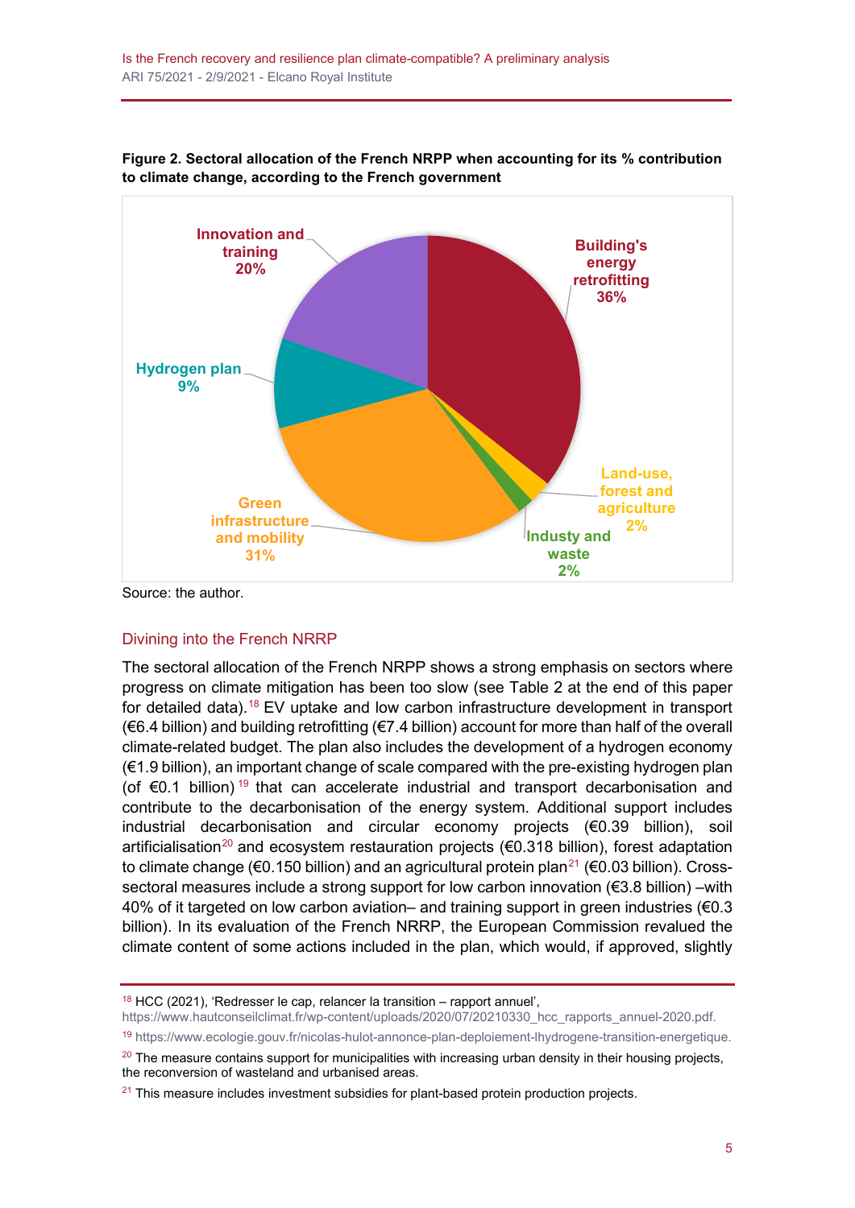**Figure 2. Sectoral allocation of the French NRPP when accounting for its % contribution to climate change, according to the French government**

Building's energy retrofitting 36%

Land-use, forest and agriculture 2%

Industy and waste 2%

Green infrastructure and mobility 31%

Hydrogen plan 9%

Innovation and training 20%

Source: the author.

## Divining into the French NRRP

The sectoral allocation of the French NRPP shows a strong emphasis on sectors where progress on climate mitigation has been too slow (see Table 2 at the end of this paper for detailed data).[18] EV uptake and low carbon infrastructure development in transport (€6.4 billion) and building retrofitting (€7.4 billion) account for more than half of the overall climate-related budget. The plan also includes the development of a hydrogen economy (€1.9 billion), an important change of scale compared with the pre-existing hydrogen plan (of €0.1 billion)[19] that can accelerate industrial and transport decarbonisation and contribute to the decarbonisation of the energy system. Additional support includes industrial decarbonisation and circular economy projects (€0.39 billion), soil artificialisation[20] and ecosystem restauration projects (€0.318 billion), forest adaptation to climate change (€0.150 billion) and an agricultural protein plan[21] (€0.03 billion). Cross-sectoral measures include a strong support for low carbon innovation (€3.8 billion) –with 40% of it targeted on low carbon aviation– and training support in green industries (€0.3 billion). In its evaluation of the French NRRP, the European Commission revalued the climate content of some actions included in the plan, which would, if approved, slightly

---

[18] HCC (2021), 'Redresser le cap, relancer la transition – rapport annuel', https://www.hautconseilclimat.fr/wp-content/uploads/2020/07/20210330_hcc_rapports_annuel-2020.pdf.

[19] https://www.ecologie.gouv.fr/nicolas-hulot-annonce-plan-deploiement-lhydrogene-transition-energetique.

[20] The measure contains support for municipalities with increasing urban density in their housing projects, the reconversion of wasteland and urbanised areas.

[21] This measure includes investment subsidies for plant-based protein production projects.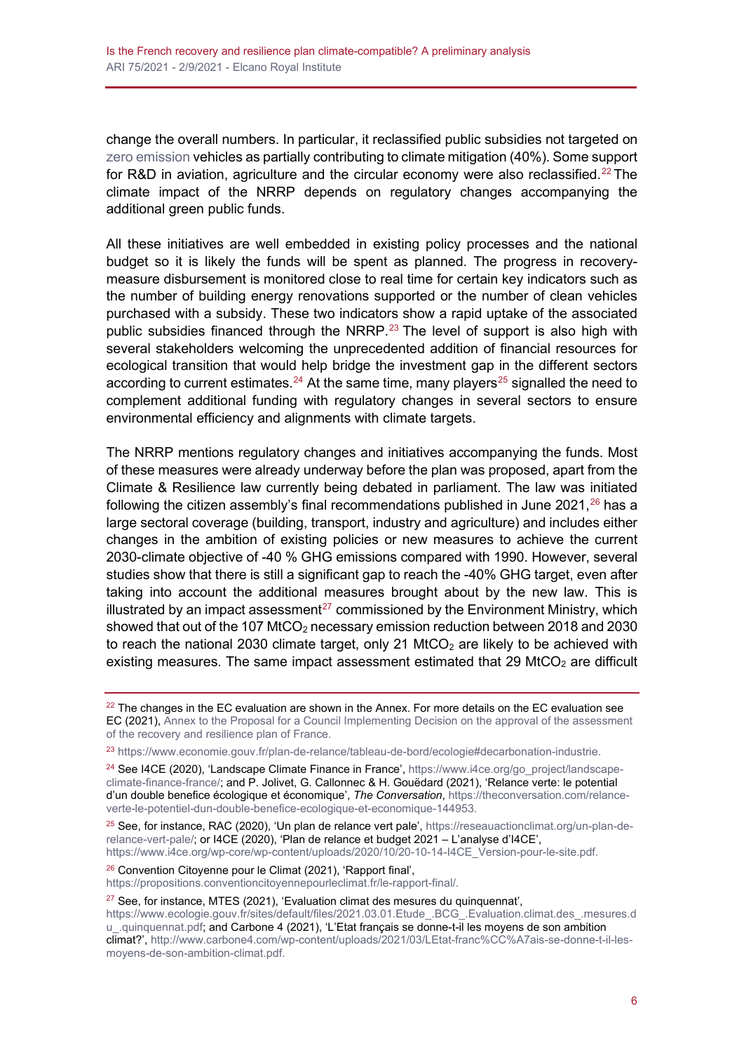change the overall numbers. In particular, it reclassified public subsidies not targeted on zero emission vehicles as partially contributing to climate mitigation (40%). Some support for R&D in aviation, agriculture and the circular economy were also reclassified.[22] The climate impact of the NRRP depends on regulatory changes accompanying the additional green public funds.

All these initiatives are well embedded in existing policy processes and the national budget so it is likely the funds will be spent as planned. The progress in recovery-measure disbursement is monitored close to real time for certain key indicators such as the number of building energy renovations supported or the number of clean vehicles purchased with a subsidy. These two indicators show a rapid uptake of the associated public subsidies financed through the NRRP.[23] The level of support is also high with several stakeholders welcoming the unprecedented addition of financial resources for ecological transition that would help bridge the investment gap in the different sectors according to current estimates.[24] At the same time, many players[25] signalled the need to complement additional funding with regulatory changes in several sectors to ensure environmental efficiency and alignments with climate targets.

The NRRP mentions regulatory changes and initiatives accompanying the funds. Most of these measures were already underway before the plan was proposed, apart from the Climate & Resilience law currently being debated in parliament. The law was initiated following the citizen assembly's final recommendations published in June 2021,[26] has a large sectoral coverage (building, transport, industry and agriculture) and includes either changes in the ambition of existing policies or new measures to achieve the current 2030-climate objective of -40 % GHG emissions compared with 1990. However, several studies show that there is still a significant gap to reach the -40% GHG target, even after taking into account the additional measures brought about by the new law. This is illustrated by an impact assessment[27] commissioned by the Environment Ministry, which showed that out of the 107 $MtCO_2$ necessary emission reduction between 2018 and 2030 to reach the national 2030 climate target, only 21 $MtCO_2$ are likely to be achieved with existing measures. The same impact assessment estimated that 29 $MtCO_2$ are difficult

---

[22] The changes in the EC evaluation are shown in the Annex. For more details on the EC evaluation see EC (2021), Annex to the Proposal for a Council Implementing Decision on the approval of the assessment of the recovery and resilience plan of France.

[23] https://www.economie.gouv.fr/plan-de-relance/tableau-de-bord/ecologie#decarbonation-industrie.

[24] See I4CE (2020), 'Landscape Climate Finance in France', https://www.i4ce.org/go_project/landscape-climate-finance-france/; and P. Jolivet, G. Callonnec & H. Gouëdard (2021), 'Relance verte: le potential d'un double benefice écologique et économique', *The Conversation*, https://theconversation.com/relance-verte-le-potentiel-dun-double-benefice-ecologique-et-economique-144953.

[25] See, for instance, RAC (2020), 'Un plan de relance vert pale', https://reseauactionclimat.org/un-plan-de-relance-vert-pale/; or I4CE (2020), 'Plan de relance et budget 2021 – L'analyse d'I4CE', https://www.i4ce.org/wp-core/wp-content/uploads/2020/10/20-10-14-I4CE_Version-pour-le-site.pdf.

[26] Convention Citoyenne pour le Climat (2021), 'Rapport final', https://propositions.conventioncitoyennepourleclimat.fr/le-rapport-final/.

[27] See, for instance, MTES (2021), 'Evaluation climat des mesures du quinquennat', https://www.ecologie.gouv.fr/sites/default/files/2021.03.01.Etude_.BCG_.Evaluation.climat.des_.mesures.du_.quinquennat.pdf; and Carbone 4 (2021), 'L'Etat français se donne-t-il les moyens de son ambition climat?', http://www.carbone4.com/wp-content/uploads/2021/03/LEtat-franc%CC%A7ais-se-donne-t-il-les-moyens-de-son-ambition-climat.pdf.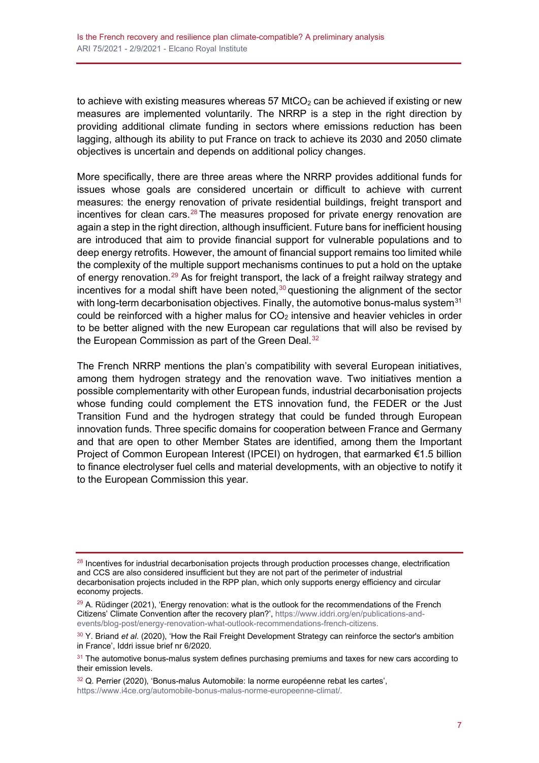to achieve with existing measures whereas 57 $MtCO_2$ can be achieved if existing or new measures are implemented voluntarily. The NRRP is a step in the right direction by providing additional climate funding in sectors where emissions reduction has been lagging, although its ability to put France on track to achieve its 2030 and 2050 climate objectives is uncertain and depends on additional policy changes.

More specifically, there are three areas where the NRRP provides additional funds for issues whose goals are considered uncertain or difficult to achieve with current measures: the energy renovation of private residential buildings, freight transport and incentives for clean cars.[28] The measures proposed for private energy renovation are again a step in the right direction, although insufficient. Future bans for inefficient housing are introduced that aim to provide financial support for vulnerable populations and to deep energy retrofits. However, the amount of financial support remains too limited while the complexity of the multiple support mechanisms continues to put a hold on the uptake of energy renovation.[29] As for freight transport, the lack of a freight railway strategy and incentives for a modal shift have been noted,[30] questioning the alignment of the sector with long-term decarbonisation objectives. Finally, the automotive bonus-malus system[31] could be reinforced with a higher malus for $CO_2$ intensive and heavier vehicles in order to be better aligned with the new European car regulations that will also be revised by the European Commission as part of the Green Deal.[32]

The French NRRP mentions the plan's compatibility with several European initiatives, among them hydrogen strategy and the renovation wave. Two initiatives mention a possible complementarity with other European funds, industrial decarbonisation projects whose funding could complement the ETS innovation fund, the FEDER or the Just Transition Fund and the hydrogen strategy that could be funded through European innovation funds. Three specific domains for cooperation between France and Germany and that are open to other Member States are identified, among them the Important Project of Common European Interest (IPCEI) on hydrogen, that earmarked €1.5 billion to finance electrolyser fuel cells and material developments, with an objective to notify it to the European Commission this year.

---

[28] Incentives for industrial decarbonisation projects through production processes change, electrification and CCS are also considered insufficient but they are not part of the perimeter of industrial decarbonisation projects included in the RPP plan, which only supports energy efficiency and circular economy projects.

[29] A. Rüdinger (2021), 'Energy renovation: what is the outlook for the recommendations of the French Citizens' Climate Convention after the recovery plan?', https://www.iddri.org/en/publications-and-events/blog-post/energy-renovation-what-outlook-recommendations-french-citizens.

[30] Y. Briand *et al*. (2020), 'How the Rail Freight Development Strategy can reinforce the sector's ambition in France', Iddri issue brief nr 6/2020.

[31] The automotive bonus-malus system defines purchasing premiums and taxes for new cars according to their emission levels.

[32] Q. Perrier (2020), 'Bonus-malus Automobile: la norme européenne rebat les cartes', https://www.i4ce.org/automobile-bonus-malus-norme-europeenne-climat/.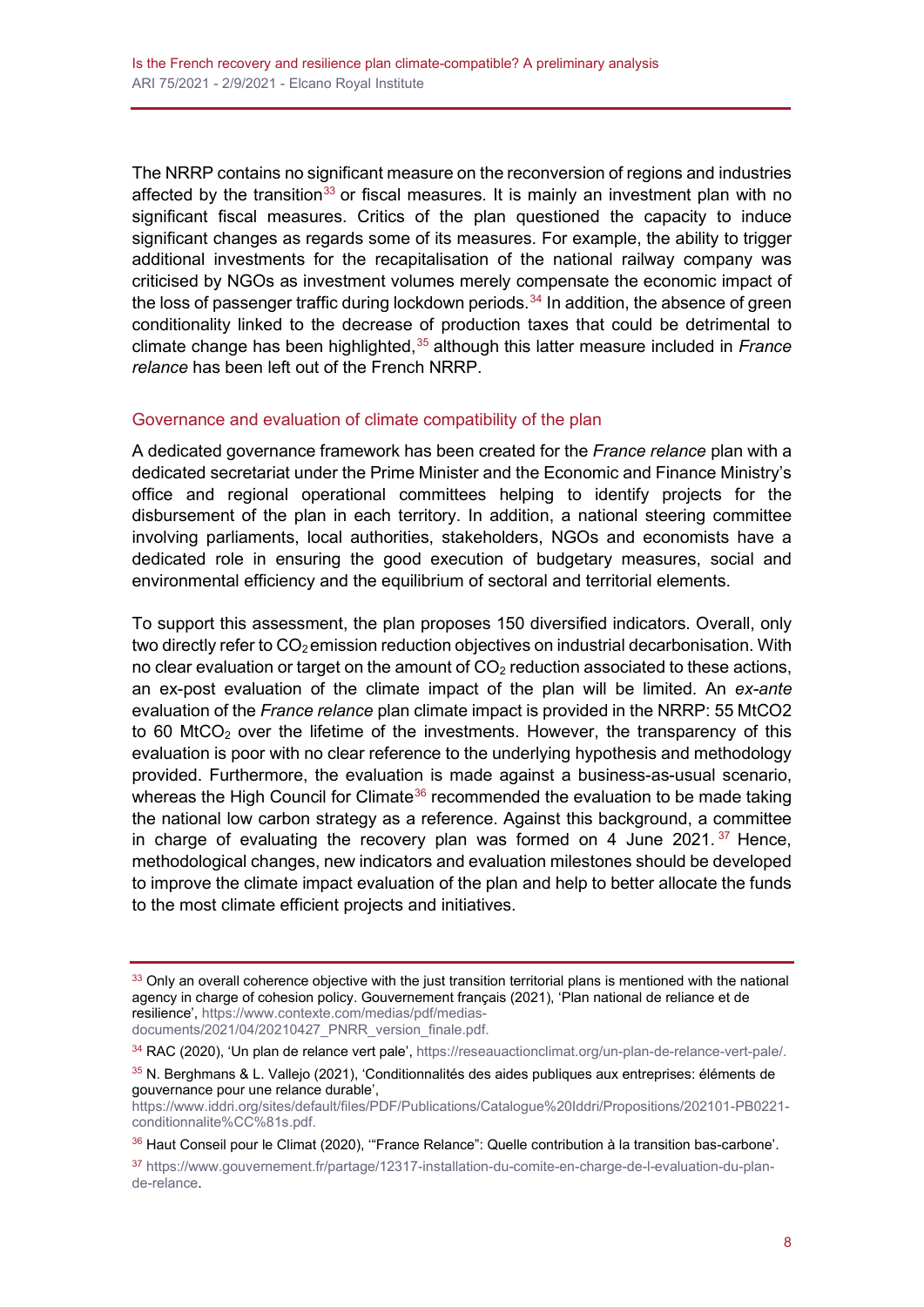The NRRP contains no significant measure on the reconversion of regions and industries affected by the transition[33] or fiscal measures. It is mainly an investment plan with no significant fiscal measures. Critics of the plan questioned the capacity to induce significant changes as regards some of its measures. For example, the ability to trigger additional investments for the recapitalisation of the national railway company was criticised by NGOs as investment volumes merely compensate the economic impact of the loss of passenger traffic during lockdown periods.[34] In addition, the absence of green conditionality linked to the decrease of production taxes that could be detrimental to climate change has been highlighted,[35] although this latter measure included in *France relance* has been left out of the French NRRP.

## Governance and evaluation of climate compatibility of the plan

A dedicated governance framework has been created for the *France relance* plan with a dedicated secretariat under the Prime Minister and the Economic and Finance Ministry's office and regional operational committees helping to identify projects for the disbursement of the plan in each territory. In addition, a national steering committee involving parliaments, local authorities, stakeholders, NGOs and economists have a dedicated role in ensuring the good execution of budgetary measures, social and environmental efficiency and the equilibrium of sectoral and territorial elements.

To support this assessment, the plan proposes 150 diversified indicators. Overall, only two directly refer to $CO_2$ emission reduction objectives on industrial decarbonisation. With no clear evaluation or target on the amount of $CO_2$ reduction associated to these actions, an ex-post evaluation of the climate impact of the plan will be limited. An *ex-ante* evaluation of the *France relance* plan climate impact is provided in the NRRP: 55 MtCO2 to 60 $MtCO_2$ over the lifetime of the investments. However, the transparency of this evaluation is poor with no clear reference to the underlying hypothesis and methodology provided. Furthermore, the evaluation is made against a business-as-usual scenario, whereas the High Council for Climate[36] recommended the evaluation to be made taking the national low carbon strategy as a reference. Against this background, a committee in charge of evaluating the recovery plan was formed on 4 June 2021.[37] Hence, methodological changes, new indicators and evaluation milestones should be developed to improve the climate impact evaluation of the plan and help to better allocate the funds to the most climate efficient projects and initiatives.

---

[33] Only an overall coherence objective with the just transition territorial plans is mentioned with the national agency in charge of cohesion policy. Gouvernement français (2021), 'Plan national de relance et de resilience', https://www.contexte.com/medias/pdf/medias-documents/2021/04/20210427_PNRR_version_finale.pdf.

[34] RAC (2020), 'Un plan de relance vert pale', https://reseauactionclimat.org/un-plan-de-relance-vert-pale/.

[35] N. Berghmans & L. Vallejo (2021), 'Conditionnalités des aides publiques aux entreprises: éléments de gouvernance pour une relance durable', https://www.iddri.org/sites/default/files/PDF/Publications/Catalogue%20Iddri/Propositions/202101-PB0221-conditionnalite%CC%81s.pdf.

[36] Haut Conseil pour le Climat (2020), '"France Relance": Quelle contribution à la transition bas-carbone'.

[37] https://www.gouvernement.fr/partage/12317-installation-du-comite-en-charge-de-l-evaluation-du-plan-de-relance.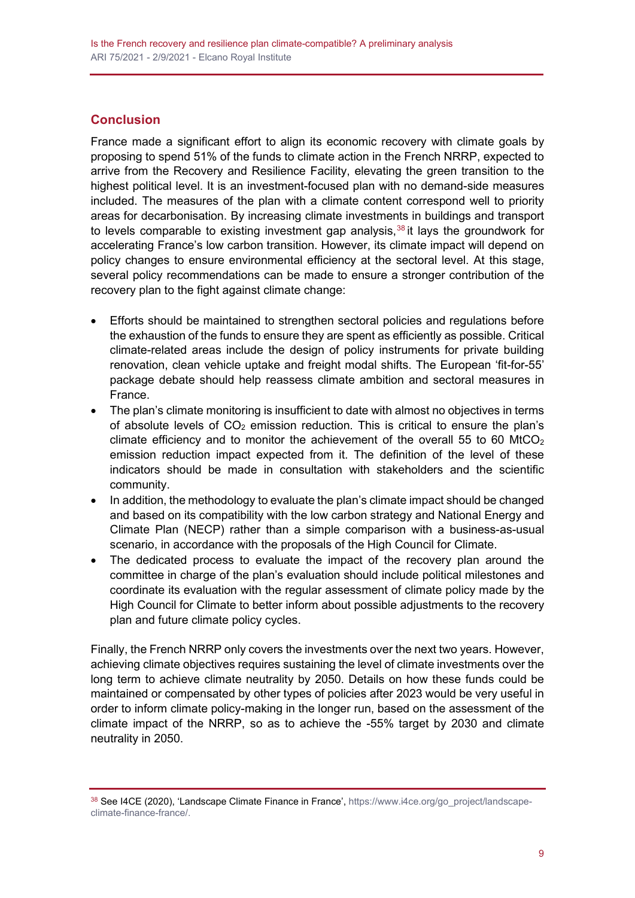## Conclusion

France made a significant effort to align its economic recovery with climate goals by proposing to spend 51% of the funds to climate action in the French NRRP, expected to arrive from the Recovery and Resilience Facility, elevating the green transition to the highest political level. It is an investment-focused plan with no demand-side measures included. The measures of the plan with a climate content correspond well to priority areas for decarbonisation. By increasing climate investments in buildings and transport to levels comparable to existing investment gap analysis,[38] it lays the groundwork for accelerating France's low carbon transition. However, its climate impact will depend on policy changes to ensure environmental efficiency at the sectoral level. At this stage, several policy recommendations can be made to ensure a stronger contribution of the recovery plan to the fight against climate change:

- Efforts should be maintained to strengthen sectoral policies and regulations before the exhaustion of the funds to ensure they are spent as efficiently as possible. Critical climate-related areas include the design of policy instruments for private building renovation, clean vehicle uptake and freight modal shifts. The European 'fit-for-55' package debate should help reassess climate ambition and sectoral measures in France.
- The plan's climate monitoring is insufficient to date with almost no objectives in terms of absolute levels of $CO_2$ emission reduction. This is critical to ensure the plan's climate efficiency and to monitor the achievement of the overall 55 to 60 $MtCO_2$ emission reduction impact expected from it. The definition of the level of these indicators should be made in consultation with stakeholders and the scientific community.
- In addition, the methodology to evaluate the plan's climate impact should be changed and based on its compatibility with the low carbon strategy and National Energy and Climate Plan (NECP) rather than a simple comparison with a business-as-usual scenario, in accordance with the proposals of the High Council for Climate.
- The dedicated process to evaluate the impact of the recovery plan around the committee in charge of the plan's evaluation should include political milestones and coordinate its evaluation with the regular assessment of climate policy made by the High Council for Climate to better inform about possible adjustments to the recovery plan and future climate policy cycles.

Finally, the French NRRP only covers the investments over the next two years. However, achieving climate objectives requires sustaining the level of climate investments over the long term to achieve climate neutrality by 2050. Details on how these funds could be maintained or compensated by other types of policies after 2023 would be very useful in order to inform climate policy-making in the longer run, based on the assessment of the climate impact of the NRRP, so as to achieve the -55% target by 2030 and climate neutrality in 2050.

---

[38] See I4CE (2020), 'Landscape Climate Finance in France', https://www.i4ce.org/go_project/landscape-climate-finance-france/.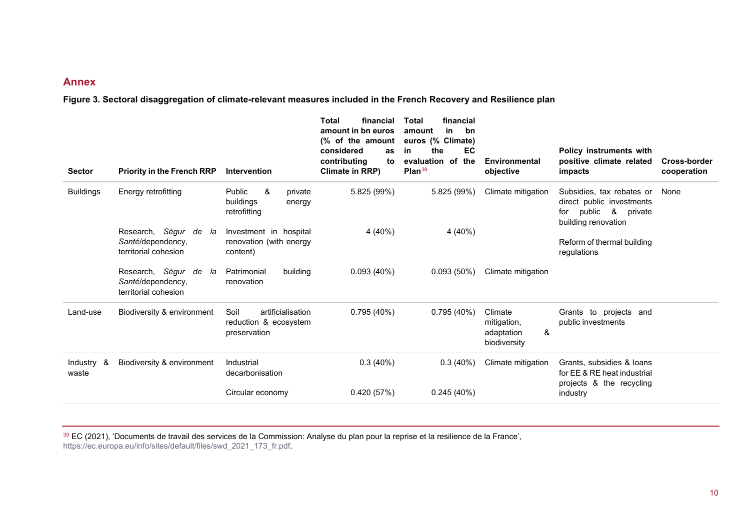## Annex

**Figure 3. Sectoral disaggregation of climate-relevant measures included in the French Recovery and Resilience plan**

| Sector | Priority in the French RRP | Intervention | Total financial amount in bn euros (% of the amount considered as contributing to Climate in RRP) | Total financial amount in bn euros (% Climate) in the EC evaluation of the Plan[39] | Environmental objective | Policy instruments with positive climate related impacts | Cross-border cooperation |
|---|---|---|---|---|---|---|---|
| Buildings | Energy retrofitting | Public & private buildings energy retrofitting | 5.825 (99%) | 5.825 (99%) | Climate mitigation | Subsidies, tax rebates or direct public investments for public & private building renovation | None |
| | Research, *Ségur de la Santé*/dependency, territorial cohesion | Investment in hospital renovation (with energy content) | 4 (40%) | 4 (40%) | | Reform of thermal building regulations | |
| | Research, *Ségur de la Santé*/dependency, territorial cohesion | Patrimonial building renovation | 0.093 (40%) | 0.093 (50%) | Climate mitigation | | |
| Land-use | Biodiversity & environment | Soil artificialisation reduction & ecosystem preservation | 0.795 (40%) | 0.795 (40%) | Climate mitigation, adaptation & biodiversity | Grants to projects and public investments | |
| Industry & waste | Biodiversity & environment | Industrial decarbonisation | 0.3 (40%) | 0.3 (40%) | Climate mitigation | Grants, subsidies & loans for EE & RE heat industrial projects & the recycling industry | |
| | | Circular economy | 0.420 (57%) | 0.245 (40%) | | | |

[39] EC (2021), 'Documents de travail des services de la Commission: Analyse du plan pour la reprise et la resilience de la France', https://ec.europa.eu/info/sites/default/files/swd_2021_173_fr.pdf.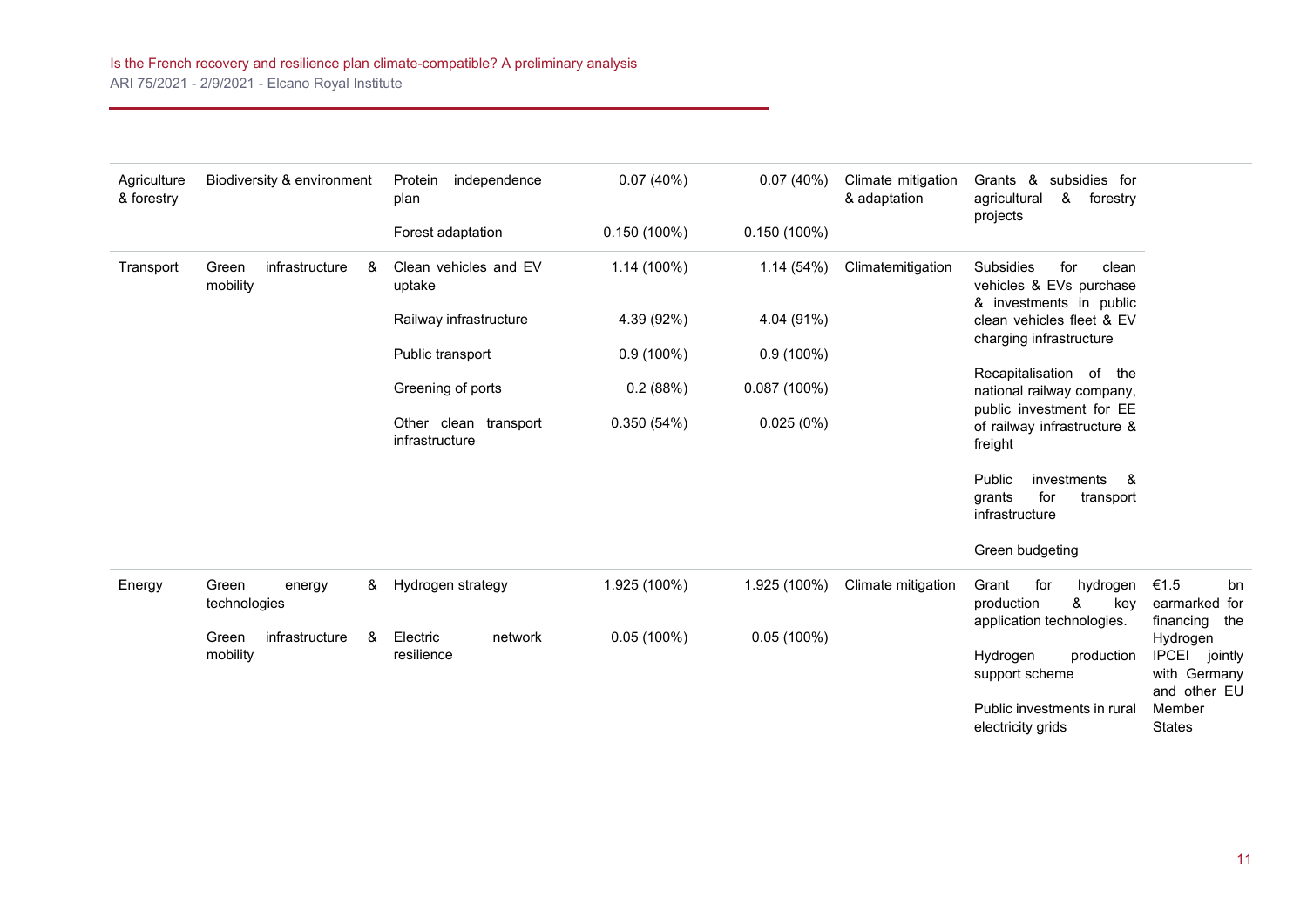| | | | | | | | |
|---|---|---|---|---|---|---|---|
| Agriculture & forestry | Biodiversity & environment | Protein independence plan | 0.07 (40%) | 0.07 (40%) | Climate mitigation & adaptation | Grants & subsidies for agricultural & forestry projects | |
| | | Forest adaptation | 0.150 (100%) | 0.150 (100%) | | | |
| Transport | Green infrastructure & mobility | Clean vehicles and EV uptake | 1.14 (100%) | 1.14 (54%) | Climatemitigation | Subsidies for clean vehicles & EVs purchase & investments in public clean vehicles fleet & EV charging infrastructure | |
| | | Railway infrastructure | 4.39 (92%) | 4.04 (91%) | | Recapitalisation of the national railway company, public investment for EE of railway infrastructure & freight | |
| | | Public transport | 0.9 (100%) | 0.9 (100%) | | Public investments & grants for transport infrastructure | |
| | | Greening of ports | 0.2 (88%) | 0.087 (100%) | | Green budgeting | |
| | | Other clean transport infrastructure | 0.350 (54%) | 0.025 (0%) | | | |
| Energy | Green energy & technologies | Hydrogen strategy | 1.925 (100%) | 1.925 (100%) | Climate mitigation | Grant for hydrogen production & key application technologies. | €1.5 bn earmarked for financing the Hydrogen IPCEI jointly with Germany and other EU Member States |
| | Green infrastructure & mobility | Electric network resilience | 0.05 (100%) | 0.05 (100%) | | Hydrogen production support scheme | |
| | | | | | | Public investments in rural electricity grids | |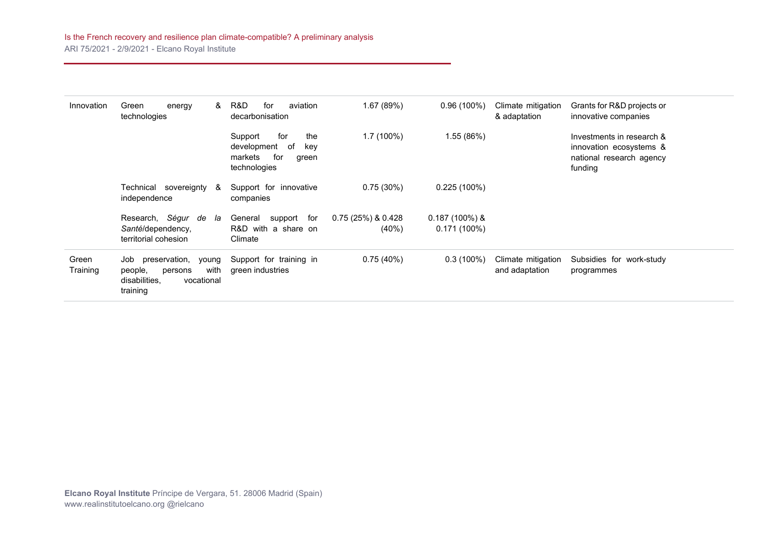| | | | | | | |
|---|---|---|---|---|---|---|
| Innovation | Green energy & technologies | R&D for aviation decarbonisation | 1.67 (89%) | 0.96 (100%) | Climate mitigation & adaptation | Grants for R&D projects or innovative companies |
| | | Support for the development of key markets for green technologies | 1.7 (100%) | 1.55 (86%) | | Investments in research & innovation ecosystems & national research agency funding |
| | Technical sovereignty & independence | Support for innovative companies | 0.75 (30%) | 0.225 (100%) | | |
| | Research, *Ségur de la Santé*/dependency, territorial cohesion | General support for R&D with a share on Climate | 0.75 (25%) & 0.428 (40%) | 0.187 (100%) & 0.171 (100%) | | |
| Green Training | Job preservation, young people, persons with disabilities, vocational training | Support for training in green industries | 0.75 (40%) | 0.3 (100%) | Climate mitigation and adaptation | Subsidies for work-study programmes |